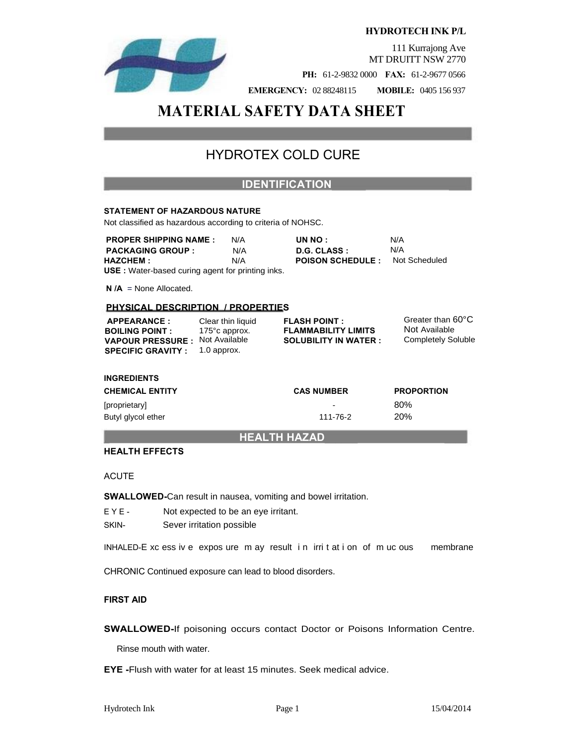**HYDROTECH INK P/L**

111 Kurrajong Ave
MT DRUITT NSW 2770

**PH:** 61-2-9832 0000 **FAX:** 61-2-9677 0566

**EMERGENCY:** 02 88248115 **MOBILE:** 0405 156 937

# MATERIAL SAFETY DATA SHEET

## HYDROTEX COLD CURE

## IDENTIFICATION

**STATEMENT OF HAZARDOUS NATURE**

Not classified as hazardous according to criteria of NOHSC.

| | | | |
|---|---|---|---|
| **PROPER SHIPPING NAME :** | N/A | **UN NO :** | N/A |
| **PACKAGING GROUP :** | N/A | **D.G. CLASS :** | N/A |
| **HAZCHEM :** | N/A | **POISON SCHEDULE :** | Not Scheduled |

**USE :** Water-based curing agent for printing inks.

**N /A** = None Allocated.

**PHYSICAL DESCRIPTION / PROPERTIES**

| | | | |
|---|---|---|---|
| **APPEARANCE :** | Clear thin liquid | **FLASH POINT :** | Greater than 60°C |
| **BOILING POINT :** | 175°c approx. | **FLAMMABILITY LIMITS** | Not Available |
| **VAPOUR PRESSURE :** | Not Available | **SOLUBILITY IN WATER :** | Completely Soluble |
| **SPECIFIC GRAVITY :** | 1.0 approx. | | |

**INGREDIENTS**

| CHEMICAL ENTITY | CAS NUMBER | PROPORTION |
|---|---|---|
| [proprietary] | - | 80% |
| Butyl glycol ether | 111-76-2 | 20% |

## HEALTH HAZAD

**HEALTH EFFECTS**

ACUTE

**SWALLOWED-**Can result in nausea, vomiting and bowel irritation.

EYE - Not expected to be an eye irritant.

SKIN- Sever irritation possible

INHALED-Excessive exposure may result in irritation of mucous membrane

CHRONIC Continued exposure can lead to blood disorders.

**FIRST AID**

**SWALLOWED-**If poisoning occurs contact Doctor or Poisons Information Centre. Rinse mouth with water.

**EYE -**Flush with water for at least 15 minutes. Seek medical advice.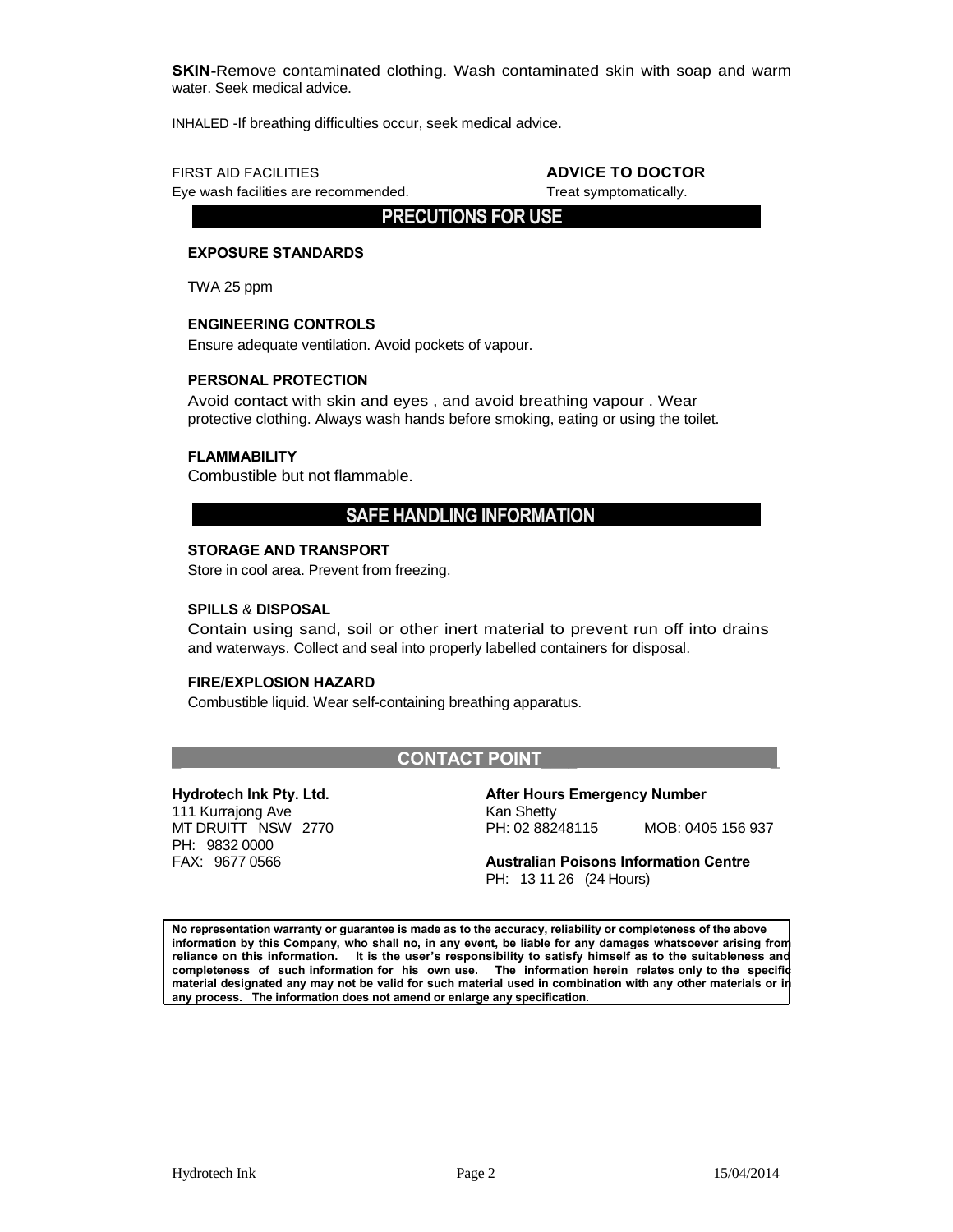**SKIN-**Remove contaminated clothing. Wash contaminated skin with soap and warm water. Seek medical advice.

INHALED -If breathing difficulties occur, seek medical advice.

FIRST AID FACILITIES
Eye wash facilities are recommended.

**ADVICE TO DOCTOR**
Treat symptomatically.

## PRECUTIONS FOR USE

### EXPOSURE STANDARDS

TWA 25 ppm

### ENGINEERING CONTROLS

Ensure adequate ventilation. Avoid pockets of vapour.

### PERSONAL PROTECTION

Avoid contact with skin and eyes , and avoid breathing vapour . Wear protective clothing. Always wash hands before smoking, eating or using the toilet.

### FLAMMABILITY

Combustible but not flammable.

## SAFE HANDLING INFORMATION

### STORAGE AND TRANSPORT

Store in cool area. Prevent from freezing.

### SPILLS & DISPOSAL

Contain using sand, soil or other inert material to prevent run off into drains and waterways. Collect and seal into properly labelled containers for disposal.

### FIRE/EXPLOSION HAZARD

Combustible liquid. Wear self-containing breathing apparatus.

## CONTACT POINT

**Hydrotech Ink Pty. Ltd.**
111 Kurrajong Ave
MT DRUITT NSW 2770
PH: 9832 0000
FAX: 9677 0566

**After Hours Emergency Number**
Kan Shetty
PH: 02 88248115 MOB: 0405 156 937

**Australian Poisons Information Centre**
PH: 13 11 26 (24 Hours)

**No representation warranty or guarantee is made as to the accuracy, reliability or completeness of the above information by this Company, who shall no, in any event, be liable for any damages whatsoever arising from reliance on this information. It is the user's responsibility to satisfy himself as to the suitableness and completeness of such information for his own use. The information herein relates only to the specific material designated any may not be valid for such material used in combination with any other materials or in any process. The information does not amend or enlarge any specification.**